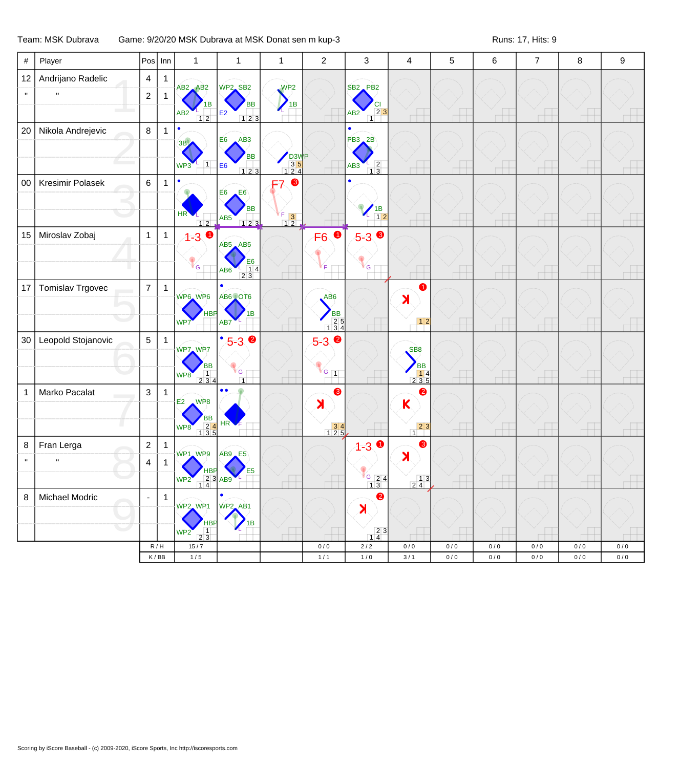Team: MSK Dubrava    Game: 9/20/20 MSK Dubrava at MSK Donat sen m kup-3    Runs: 17, Hits: 9

| # | Player | Pos | Inn | 1 | 1 | 1 | 2 | 3 | 4 | 5 | 6 | 7 | 8 | 9 |
|---|---|---|---|---|---|---|---|---|---|---|---|---|---|---|
| 12 | Andrijano Radelic | 4 | 1 | AB2 AB2 1B AB2 L 1 2 | WP2 SB2 BB E2 1 2 3 | WP2 1B L | | SB2 PB2 CI AB2 2 3 1 | | | | | | |
| " | " | 2 | 1 | | | | | | | | | | | |
| 20 | Nikola Andrejevic | 8 | 1 | 3B WP3 L 1 | E6 AB3 BB E6 1 2 3 | D3WP 3 5 1 2 4 | | PB3 2B AB3 L 2 1 3 | | | | | | |
| 00 | Kresimir Polasek | 6 | 1 | HR L 1 2 | E6 E6 BB AB5 1 2 3 | F7 3 F 3 1 2 | | 1B L 1 2 | | | | | | |
| 15 | Miroslav Zobaj | 1 | 1 | 1-3 1 G | AB5 AB5 E6 AB6 L 1 4 2 3 | | F6 1 F | 5-3 3 G | | | | | | |
| 17 | Tomislav Trgovec | 7 | 1 | WP6 WP6 HBP WP7 | AB6 OT6 1B AB7 L | | AB6 BB 2 5 1 3 4 | | K 1 1 2 | | | | | |
| 30 | Leopold Stojanovic | 5 | 1 | WP7 WP7 BB WP8 1 2 3 4 | 5-3 2 G 1 | | 5-3 2 G 1 | | SB8 BB 1 4 2 3 5 | | | | | |
| 1 | Marko Pacalat | 3 | 1 | E2 WP8 BB WP8 2 4 1 3 5 | HR F | | K 3 3 4 1 2 5 | | K 2 2 3 1 | | | | | |
| 8 | Fran Lerga | 2 | 1 | WP1 WP9 HBP WP2 2 3 1 4 | AB9 E5 E5 AB9 L | | | 1-3 1 G 2 4 1 3 | K 3 1 3 2 4 | | | | | |
| " | " | 4 | 1 | | | | | | | | | | | |
| 8 | Michael Modric | - | 1 | WP2 WP1 HBP WP2 1 2 3 | WP2 AB1 1B L | | | K 2 2 3 1 4 | | | | | | |
| | | R / H | | 15 / 7 | | | 0 / 0 | 2 / 2 | 0 / 0 | 0 / 0 | 0 / 0 | 0 / 0 | 0 / 0 | 0 / 0 |
| | | K / BB | | 1 / 5 | | | 1 / 1 | 1 / 0 | 3 / 1 | 0 / 0 | 0 / 0 | 0 / 0 | 0 / 0 | 0 / 0 |

Scoring by iScore Baseball - (c) 2009-2020, iScore Sports, Inc http://iscoresports.com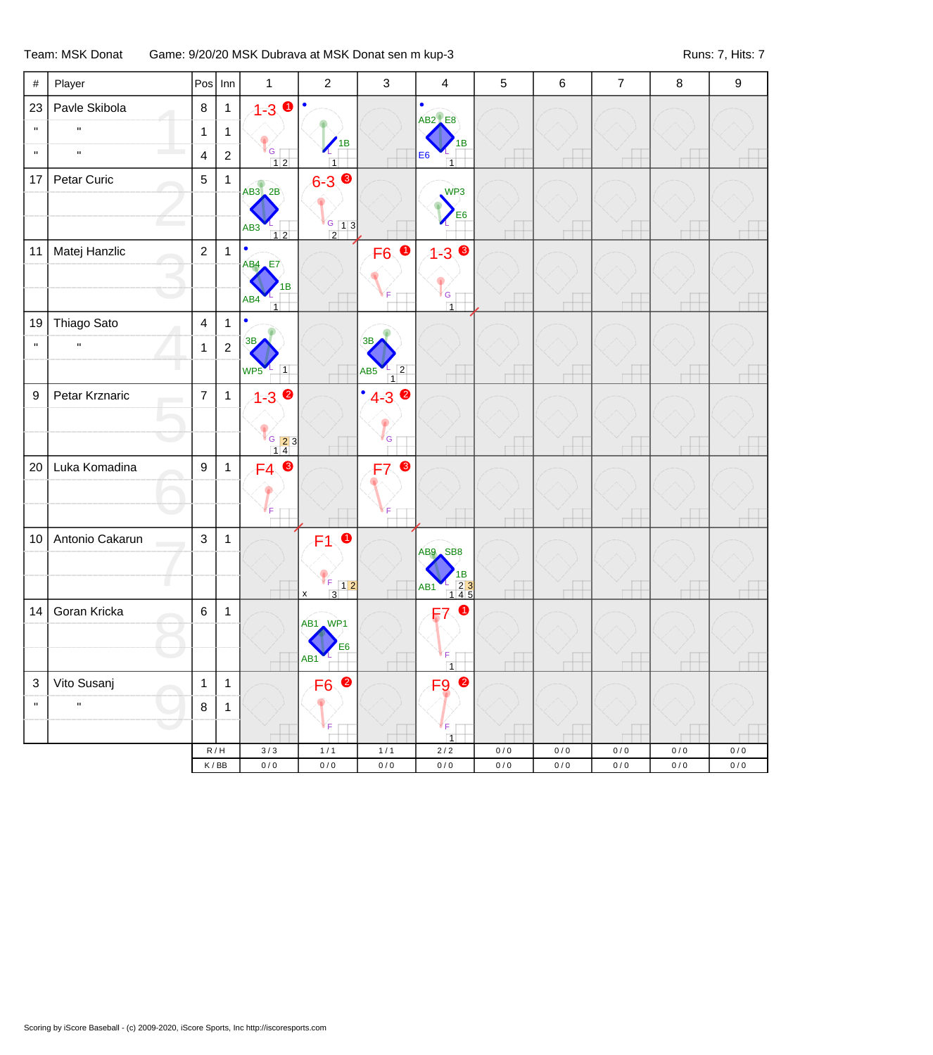Team: MSK Donat — Game: 9/20/20 MSK Dubrava at MSK Donat sen m kup-3 — Runs: 7, Hits: 7

| # | Player | Pos | Inn | 1 | 2 | 3 | 4 | 5 | 6 | 7 | 8 | 9 |
|---|---|---|---|---|---|---|---|---|---|---|---|---|
| 23 | Pavle Skibola | 8 | 1 | 1-3 (1) G 1 2 | 1B 1 | | AB2 E8 1B E6 1 | | | | | |
| " | " | 1 | 1 | | | | | | | | | |
| " | " | 4 | 2 | | | | | | | | | |
| 17 | Petar Curic | 5 | 1 | AB3 2B AB3 1 2 | 6-3 (3) G 1 3 2 | | WP3 E6 | | | | | |
| 11 | Matej Hanzlic | 2 | 1 | AB4 E7 1B AB4 1 | | F6 (1) F | 1-3 (3) G 1 | | | | | |
| 19 | Thiago Sato | 4 | 1 | 3B WP5 1 | | 3B AB5 2 1 | | | | | | |
| " | " | 1 | 2 | | | | | | | | | |
| 9 | Petar Krznaric | 7 | 1 | 1-3 (2) G 2 3 1 4 | | 4-3 (2) G | | | | | | |
| 20 | Luka Komadina | 9 | 1 | F4 (3) F | | F7 (3) F | | | | | | |
| 10 | Antonio Cakarun | 3 | 1 | | F1 (1) F 1 2 x 3 | | AB9 SB8 1B AB1 2 3 1 4 5 | | | | | |
| 14 | Goran Kricka | 6 | 1 | | AB1 WP1 E6 AB1 | | F7 (1) F 1 | | | | | |
| 3 | Vito Susanj | 1 | 1 | | F6 (2) F | | F9 (2) F 1 | | | | | |
| " | " | 8 | 1 | | | | | | | | | |
| | | R / H | | 3 / 3 | 1 / 1 | 1 / 1 | 2 / 2 | 0 / 0 | 0 / 0 | 0 / 0 | 0 / 0 | 0 / 0 |
| | | K / BB | | 0 / 0 | 0 / 0 | 0 / 0 | 0 / 0 | 0 / 0 | 0 / 0 | 0 / 0 | 0 / 0 | 0 / 0 |

Scoring by iScore Baseball - (c) 2009-2020, iScore Sports, Inc http://iscoresports.com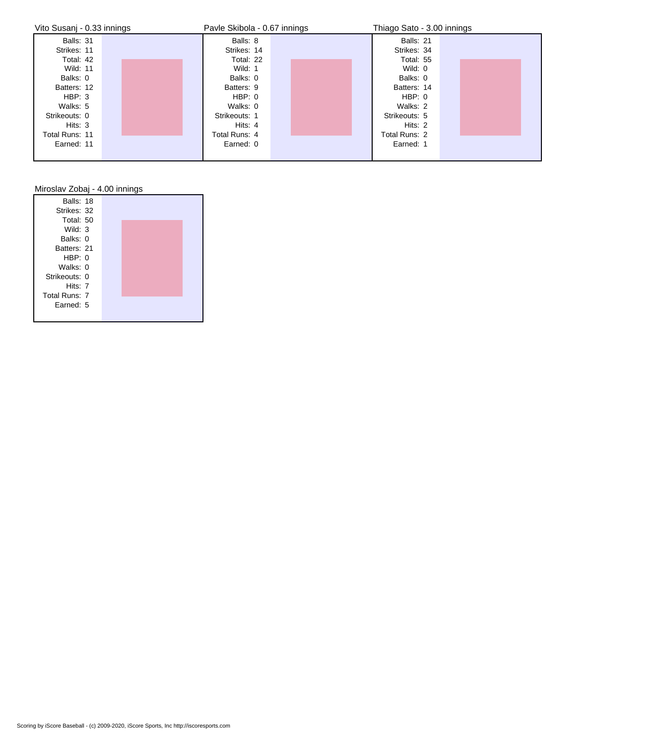Vito Susanj - 0.33 innings

Balls: 31
Strikes: 11
Total: 42
Wild: 11
Balks: 0
Batters: 12
HBP: 3
Walks: 5
Strikeouts: 0
Hits: 3
Total Runs: 11
Earned: 11

Pavle Skibola - 0.67 innings

Balls: 8
Strikes: 14
Total: 22
Wild: 1
Balks: 0
Batters: 9
HBP: 0
Walks: 0
Strikeouts: 1
Hits: 4
Total Runs: 4
Earned: 0

Thiago Sato - 3.00 innings

Balls: 21
Strikes: 34
Total: 55
Wild: 0
Balks: 0
Batters: 14
HBP: 0
Walks: 2
Strikeouts: 5
Hits: 2
Total Runs: 2
Earned: 1

Miroslav Zobaj - 4.00 innings

Balls: 18
Strikes: 32
Total: 50
Wild: 3
Balks: 0
Batters: 21
HBP: 0
Walks: 0
Strikeouts: 0
Hits: 7
Total Runs: 7
Earned: 5

Scoring by iScore Baseball - (c) 2009-2020, iScore Sports, Inc http://iscoresports.com